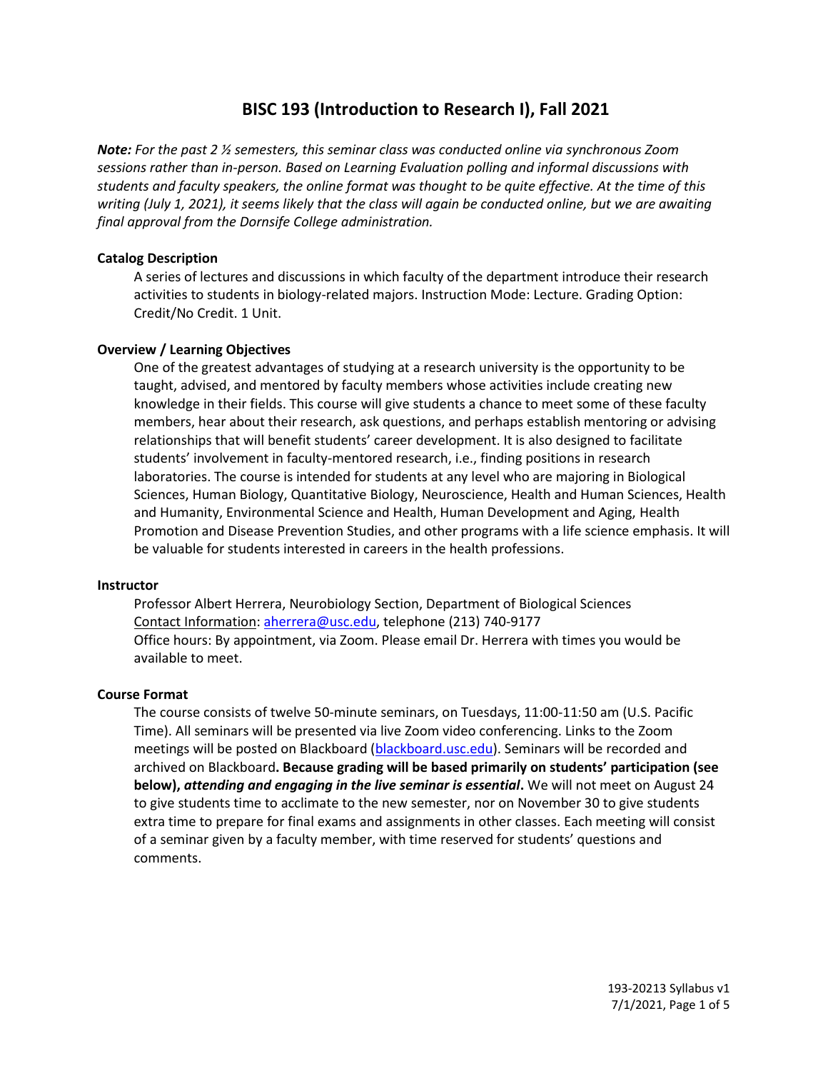# BISC 193 (Introduction to Research I), Fall 2021

***Note:** For the past 2 ½ semesters, this seminar class was conducted online via synchronous Zoom sessions rather than in-person. Based on Learning Evaluation polling and informal discussions with students and faculty speakers, the online format was thought to be quite effective. At the time of this writing (July 1, 2021), it seems likely that the class will again be conducted online, but we are awaiting final approval from the Dornsife College administration.*

### Catalog Description

A series of lectures and discussions in which faculty of the department introduce their research activities to students in biology-related majors. Instruction Mode: Lecture. Grading Option: Credit/No Credit. 1 Unit.

### Overview / Learning Objectives

One of the greatest advantages of studying at a research university is the opportunity to be taught, advised, and mentored by faculty members whose activities include creating new knowledge in their fields. This course will give students a chance to meet some of these faculty members, hear about their research, ask questions, and perhaps establish mentoring or advising relationships that will benefit students' career development. It is also designed to facilitate students' involvement in faculty-mentored research, i.e., finding positions in research laboratories. The course is intended for students at any level who are majoring in Biological Sciences, Human Biology, Quantitative Biology, Neuroscience, Health and Human Sciences, Health and Humanity, Environmental Science and Health, Human Development and Aging, Health Promotion and Disease Prevention Studies, and other programs with a life science emphasis. It will be valuable for students interested in careers in the health professions.

### Instructor

Professor Albert Herrera, Neurobiology Section, Department of Biological Sciences
Contact Information: aherrera@usc.edu, telephone (213) 740-9177
Office hours: By appointment, via Zoom. Please email Dr. Herrera with times you would be available to meet.

### Course Format

The course consists of twelve 50-minute seminars, on Tuesdays, 11:00-11:50 am (U.S. Pacific Time). All seminars will be presented via live Zoom video conferencing. Links to the Zoom meetings will be posted on Blackboard (blackboard.usc.edu). Seminars will be recorded and archived on Blackboard**. Because grading will be based primarily on students' participation (see below), *attending and engaging in the live seminar is essential*.** We will not meet on August 24 to give students time to acclimate to the new semester, nor on November 30 to give students extra time to prepare for final exams and assignments in other classes. Each meeting will consist of a seminar given by a faculty member, with time reserved for students' questions and comments.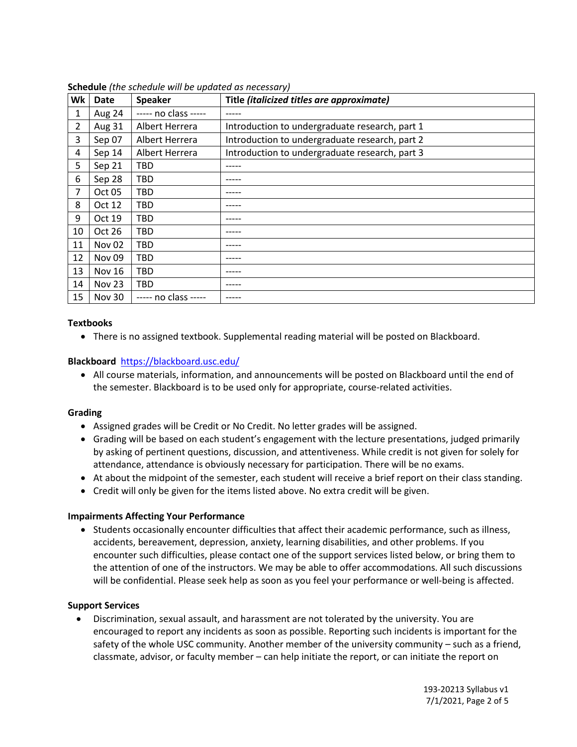**Schedule** *(the schedule will be updated as necessary)*

| Wk | Date | Speaker | Title *(italicized titles are approximate)* |
|---|---|---|---|
| 1 | Aug 24 | ----- no class ----- | ----- |
| 2 | Aug 31 | Albert Herrera | Introduction to undergraduate research, part 1 |
| 3 | Sep 07 | Albert Herrera | Introduction to undergraduate research, part 2 |
| 4 | Sep 14 | Albert Herrera | Introduction to undergraduate research, part 3 |
| 5 | Sep 21 | TBD | ----- |
| 6 | Sep 28 | TBD | ----- |
| 7 | Oct 05 | TBD | ----- |
| 8 | Oct 12 | TBD | ----- |
| 9 | Oct 19 | TBD | ----- |
| 10 | Oct 26 | TBD | ----- |
| 11 | Nov 02 | TBD | ----- |
| 12 | Nov 09 | TBD | ----- |
| 13 | Nov 16 | TBD | ----- |
| 14 | Nov 23 | TBD | ----- |
| 15 | Nov 30 | ----- no class ----- | ----- |

**Textbooks**

- There is no assigned textbook. Supplemental reading material will be posted on Blackboard.

**Blackboard** https://blackboard.usc.edu/

- All course materials, information, and announcements will be posted on Blackboard until the end of the semester. Blackboard is to be used only for appropriate, course-related activities.

**Grading**

- Assigned grades will be Credit or No Credit. No letter grades will be assigned.
- Grading will be based on each student's engagement with the lecture presentations, judged primarily by asking of pertinent questions, discussion, and attentiveness. While credit is not given for solely for attendance, attendance is obviously necessary for participation. There will be no exams.
- At about the midpoint of the semester, each student will receive a brief report on their class standing.
- Credit will only be given for the items listed above. No extra credit will be given.

**Impairments Affecting Your Performance**

- Students occasionally encounter difficulties that affect their academic performance, such as illness, accidents, bereavement, depression, anxiety, learning disabilities, and other problems. If you encounter such difficulties, please contact one of the support services listed below, or bring them to the attention of one of the instructors. We may be able to offer accommodations. All such discussions will be confidential. Please seek help as soon as you feel your performance or well-being is affected.

**Support Services**

- Discrimination, sexual assault, and harassment are not tolerated by the university. You are encouraged to report any incidents as soon as possible. Reporting such incidents is important for the safety of the whole USC community. Another member of the university community – such as a friend, classmate, advisor, or faculty member – can help initiate the report, or can initiate the report on

193-20213 Syllabus v1
7/1/2021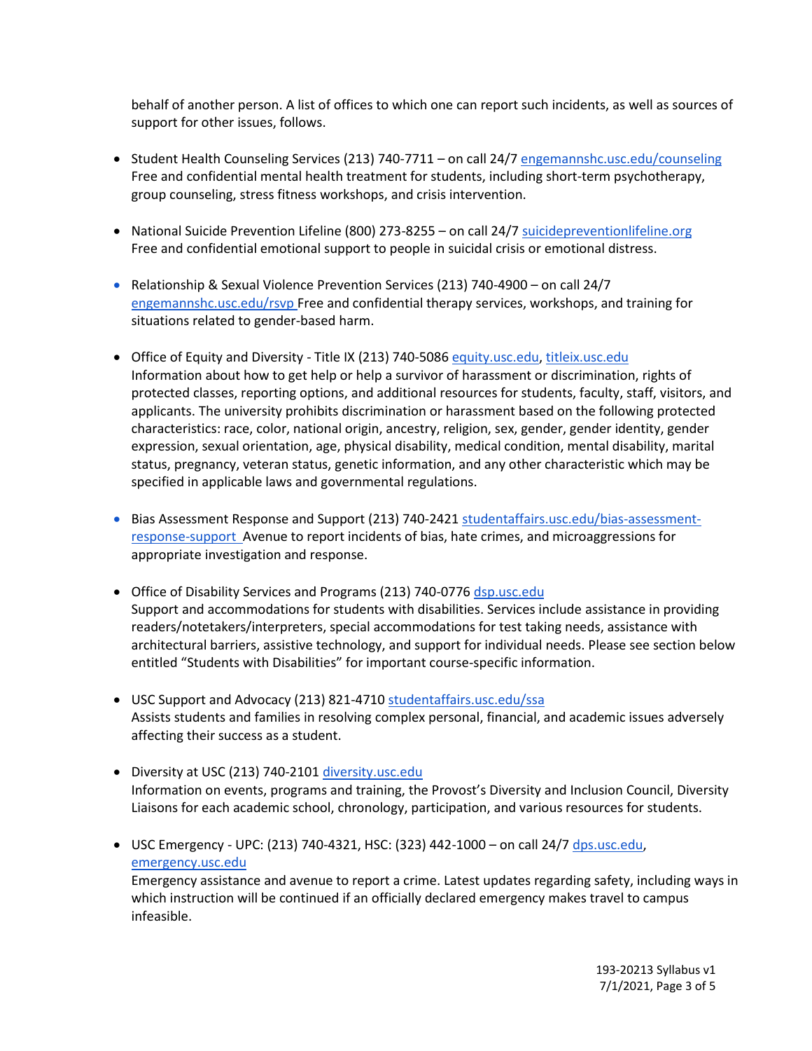behalf of another person. A list of offices to which one can report such incidents, as well as sources of support for other issues, follows.

- Student Health Counseling Services (213) 740-7711 – on call 24/7 engemannshc.usc.edu/counseling
  Free and confidential mental health treatment for students, including short-term psychotherapy, group counseling, stress fitness workshops, and crisis intervention.

- National Suicide Prevention Lifeline (800) 273-8255 – on call 24/7 suicidepreventionlifeline.org
  Free and confidential emotional support to people in suicidal crisis or emotional distress.

- Relationship & Sexual Violence Prevention Services (213) 740-4900 – on call 24/7 engemannshc.usc.edu/rsvp Free and confidential therapy services, workshops, and training for situations related to gender-based harm.

- Office of Equity and Diversity - Title IX (213) 740-5086 equity.usc.edu, titleix.usc.edu
  Information about how to get help or help a survivor of harassment or discrimination, rights of protected classes, reporting options, and additional resources for students, faculty, staff, visitors, and applicants. The university prohibits discrimination or harassment based on the following protected characteristics: race, color, national origin, ancestry, religion, sex, gender, gender identity, gender expression, sexual orientation, age, physical disability, medical condition, mental disability, marital status, pregnancy, veteran status, genetic information, and any other characteristic which may be specified in applicable laws and governmental regulations.

- Bias Assessment Response and Support (213) 740-2421 studentaffairs.usc.edu/bias-assessment-response-support Avenue to report incidents of bias, hate crimes, and microaggressions for appropriate investigation and response.

- Office of Disability Services and Programs (213) 740-0776 dsp.usc.edu
  Support and accommodations for students with disabilities. Services include assistance in providing readers/notetakers/interpreters, special accommodations for test taking needs, assistance with architectural barriers, assistive technology, and support for individual needs. Please see section below entitled "Students with Disabilities" for important course-specific information.

- USC Support and Advocacy (213) 821-4710 studentaffairs.usc.edu/ssa
  Assists students and families in resolving complex personal, financial, and academic issues adversely affecting their success as a student.

- Diversity at USC (213) 740-2101 diversity.usc.edu
  Information on events, programs and training, the Provost's Diversity and Inclusion Council, Diversity Liaisons for each academic school, chronology, participation, and various resources for students.

- USC Emergency - UPC: (213) 740-4321, HSC: (323) 442-1000 – on call 24/7 dps.usc.edu, emergency.usc.edu
  Emergency assistance and avenue to report a crime. Latest updates regarding safety, including ways in which instruction will be continued if an officially declared emergency makes travel to campus infeasible.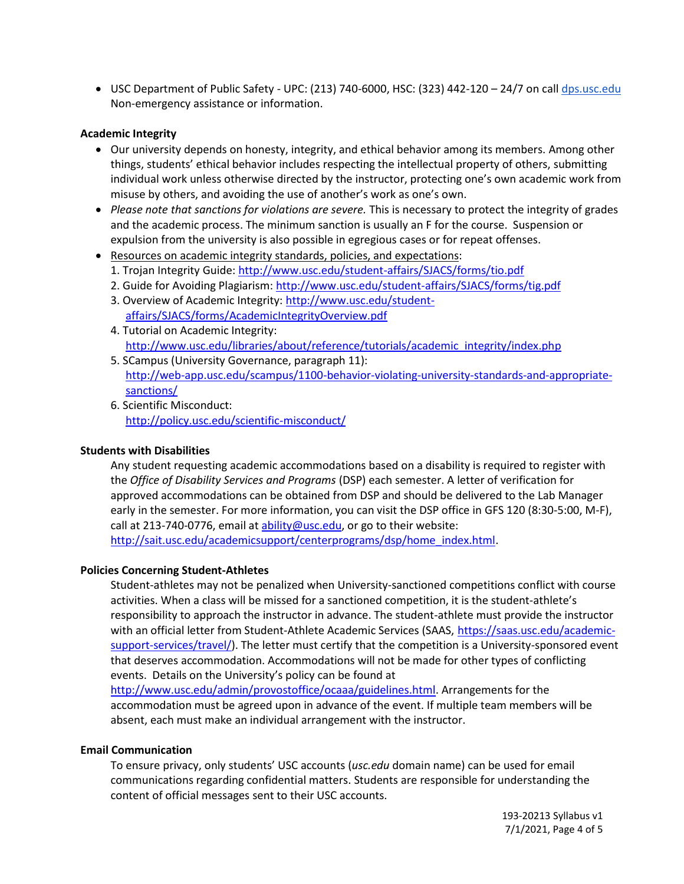- USC Department of Public Safety - UPC: (213) 740-6000, HSC: (323) 442-120 – 24/7 on call [dps.usc.edu](dps.usc.edu) Non-emergency assistance or information.

**Academic Integrity**

- Our university depends on honesty, integrity, and ethical behavior among its members. Among other things, students' ethical behavior includes respecting the intellectual property of others, submitting individual work unless otherwise directed by the instructor, protecting one's own academic work from misuse by others, and avoiding the use of another's work as one's own.
- *Please note that sanctions for violations are severe.* This is necessary to protect the integrity of grades and the academic process. The minimum sanction is usually an F for the course. Suspension or expulsion from the university is also possible in egregious cases or for repeat offenses.
- Resources on academic integrity standards, policies, and expectations:
  1. Trojan Integrity Guide: http://www.usc.edu/student-affairs/SJACS/forms/tio.pdf
  2. Guide for Avoiding Plagiarism: http://www.usc.edu/student-affairs/SJACS/forms/tig.pdf
  3. Overview of Academic Integrity: http://www.usc.edu/student-affairs/SJACS/forms/AcademicIntegrityOverview.pdf
  4. Tutorial on Academic Integrity: http://www.usc.edu/libraries/about/reference/tutorials/academic_integrity/index.php
  5. SCampus (University Governance, paragraph 11): http://web-app.usc.edu/scampus/1100-behavior-violating-university-standards-and-appropriate-sanctions/
  6. Scientific Misconduct: http://policy.usc.edu/scientific-misconduct/

**Students with Disabilities**

Any student requesting academic accommodations based on a disability is required to register with the *Office of Disability Services and Programs* (DSP) each semester. A letter of verification for approved accommodations can be obtained from DSP and should be delivered to the Lab Manager early in the semester. For more information, you can visit the DSP office in GFS 120 (8:30-5:00, M-F), call at 213-740-0776, email at ability@usc.edu, or go to their website: http://sait.usc.edu/academicsupport/centerprograms/dsp/home_index.html.

**Policies Concerning Student-Athletes**

Student-athletes may not be penalized when University-sanctioned competitions conflict with course activities. When a class will be missed for a sanctioned competition, it is the student-athlete's responsibility to approach the instructor in advance. The student-athlete must provide the instructor with an official letter from Student-Athlete Academic Services (SAAS, https://saas.usc.edu/academic-support-services/travel/). The letter must certify that the competition is a University-sponsored event that deserves accommodation. Accommodations will not be made for other types of conflicting events. Details on the University's policy can be found at http://www.usc.edu/admin/provostoffice/ocaaa/guidelines.html. Arrangements for the accommodation must be agreed upon in advance of the event. If multiple team members will be absent, each must make an individual arrangement with the instructor.

**Email Communication**

To ensure privacy, only students' USC accounts (*usc.edu* domain name) can be used for email communications regarding confidential matters. Students are responsible for understanding the content of official messages sent to their USC accounts.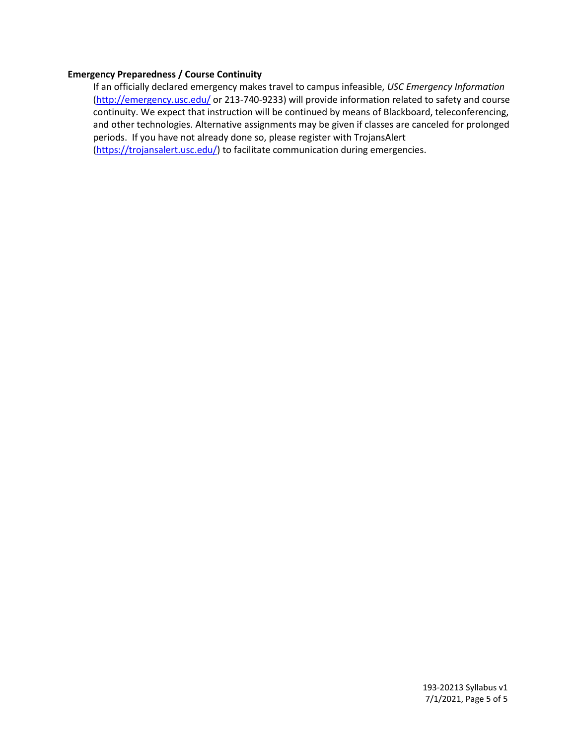**Emergency Preparedness / Course Continuity**

If an officially declared emergency makes travel to campus infeasible, *USC Emergency Information* (http://emergency.usc.edu/ or 213-740-9233) will provide information related to safety and course continuity. We expect that instruction will be continued by means of Blackboard, teleconferencing, and other technologies. Alternative assignments may be given if classes are canceled for prolonged periods. If you have not already done so, please register with TrojansAlert (https://trojansalert.usc.edu/) to facilitate communication during emergencies.